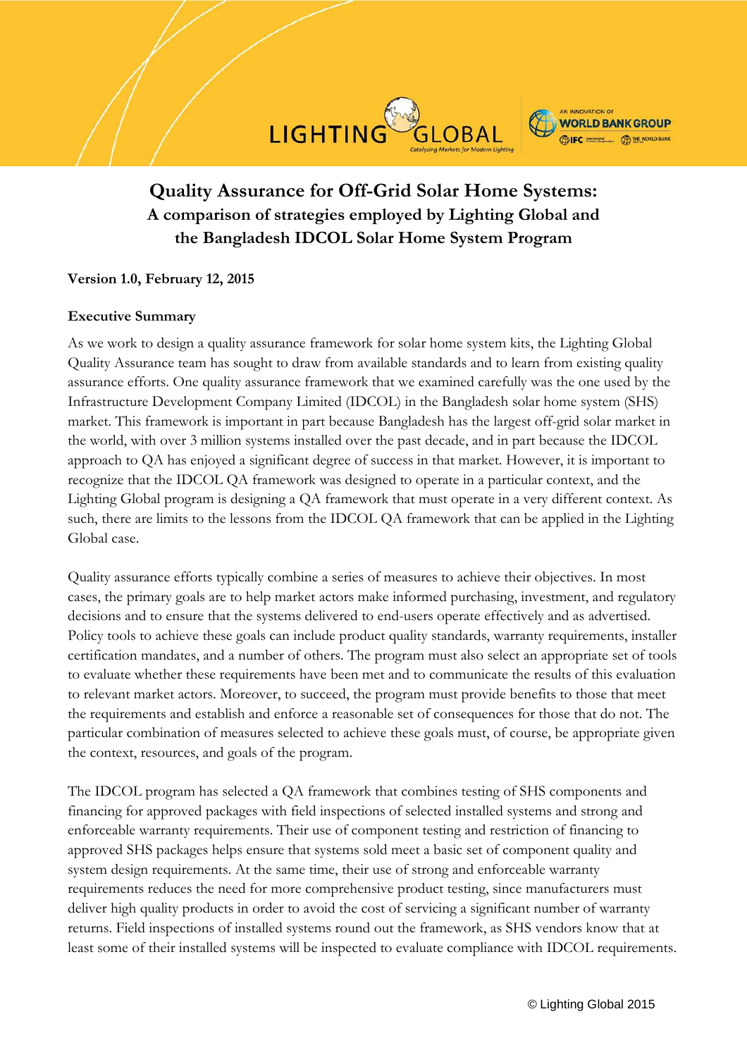# Quality Assurance for Off-Grid Solar Home Systems:
## A comparison of strategies employed by Lighting Global and the Bangladesh IDCOL Solar Home System Program

**Version 1.0, February 12, 2015**

### Executive Summary

As we work to design a quality assurance framework for solar home system kits, the Lighting Global Quality Assurance team has sought to draw from available standards and to learn from existing quality assurance efforts. One quality assurance framework that we examined carefully was the one used by the Infrastructure Development Company Limited (IDCOL) in the Bangladesh solar home system (SHS) market. This framework is important in part because Bangladesh has the largest off-grid solar market in the world, with over 3 million systems installed over the past decade, and in part because the IDCOL approach to QA has enjoyed a significant degree of success in that market. However, it is important to recognize that the IDCOL QA framework was designed to operate in a particular context, and the Lighting Global program is designing a QA framework that must operate in a very different context. As such, there are limits to the lessons from the IDCOL QA framework that can be applied in the Lighting Global case.

Quality assurance efforts typically combine a series of measures to achieve their objectives. In most cases, the primary goals are to help market actors make informed purchasing, investment, and regulatory decisions and to ensure that the systems delivered to end-users operate effectively and as advertised. Policy tools to achieve these goals can include product quality standards, warranty requirements, installer certification mandates, and a number of others. The program must also select an appropriate set of tools to evaluate whether these requirements have been met and to communicate the results of this evaluation to relevant market actors. Moreover, to succeed, the program must provide benefits to those that meet the requirements and establish and enforce a reasonable set of consequences for those that do not. The particular combination of measures selected to achieve these goals must, of course, be appropriate given the context, resources, and goals of the program.

The IDCOL program has selected a QA framework that combines testing of SHS components and financing for approved packages with field inspections of selected installed systems and strong and enforceable warranty requirements. Their use of component testing and restriction of financing to approved SHS packages helps ensure that systems sold meet a basic set of component quality and system design requirements. At the same time, their use of strong and enforceable warranty requirements reduces the need for more comprehensive product testing, since manufacturers must deliver high quality products in order to avoid the cost of servicing a significant number of warranty returns. Field inspections of installed systems round out the framework, as SHS vendors know that at least some of their installed systems will be inspected to evaluate compliance with IDCOL requirements.

© Lighting Global 2015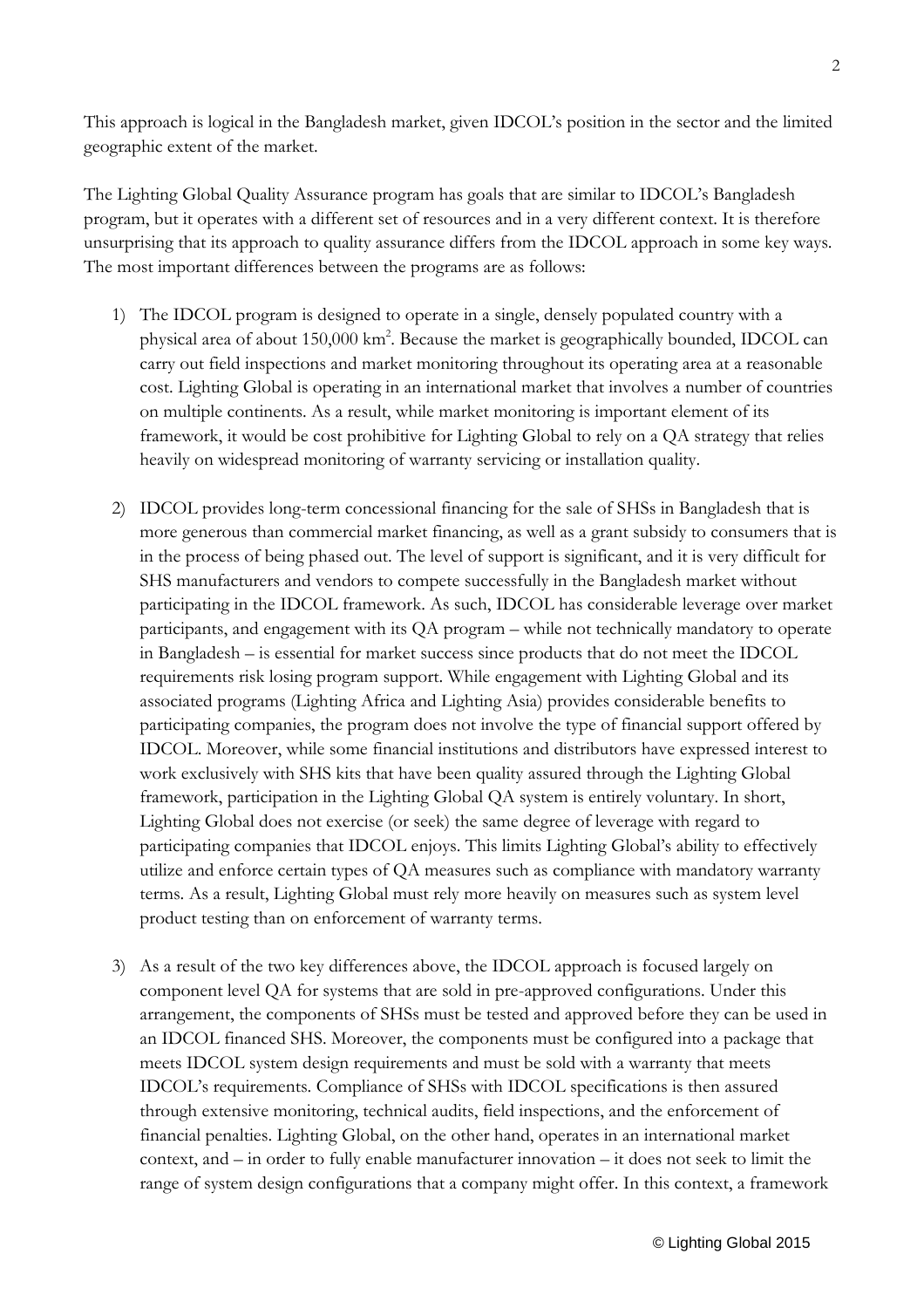This approach is logical in the Bangladesh market, given IDCOL's position in the sector and the limited geographic extent of the market.

The Lighting Global Quality Assurance program has goals that are similar to IDCOL's Bangladesh program, but it operates with a different set of resources and in a very different context. It is therefore unsurprising that its approach to quality assurance differs from the IDCOL approach in some key ways. The most important differences between the programs are as follows:

1) The IDCOL program is designed to operate in a single, densely populated country with a physical area of about 150,000 $km^2$. Because the market is geographically bounded, IDCOL can carry out field inspections and market monitoring throughout its operating area at a reasonable cost. Lighting Global is operating in an international market that involves a number of countries on multiple continents. As a result, while market monitoring is important element of its framework, it would be cost prohibitive for Lighting Global to rely on a QA strategy that relies heavily on widespread monitoring of warranty servicing or installation quality.

2) IDCOL provides long-term concessional financing for the sale of SHSs in Bangladesh that is more generous than commercial market financing, as well as a grant subsidy to consumers that is in the process of being phased out. The level of support is significant, and it is very difficult for SHS manufacturers and vendors to compete successfully in the Bangladesh market without participating in the IDCOL framework. As such, IDCOL has considerable leverage over market participants, and engagement with its QA program – while not technically mandatory to operate in Bangladesh – is essential for market success since products that do not meet the IDCOL requirements risk losing program support. While engagement with Lighting Global and its associated programs (Lighting Africa and Lighting Asia) provides considerable benefits to participating companies, the program does not involve the type of financial support offered by IDCOL. Moreover, while some financial institutions and distributors have expressed interest to work exclusively with SHS kits that have been quality assured through the Lighting Global framework, participation in the Lighting Global QA system is entirely voluntary. In short, Lighting Global does not exercise (or seek) the same degree of leverage with regard to participating companies that IDCOL enjoys. This limits Lighting Global's ability to effectively utilize and enforce certain types of QA measures such as compliance with mandatory warranty terms. As a result, Lighting Global must rely more heavily on measures such as system level product testing than on enforcement of warranty terms.

3) As a result of the two key differences above, the IDCOL approach is focused largely on component level QA for systems that are sold in pre-approved configurations. Under this arrangement, the components of SHSs must be tested and approved before they can be used in an IDCOL financed SHS. Moreover, the components must be configured into a package that meets IDCOL system design requirements and must be sold with a warranty that meets IDCOL's requirements. Compliance of SHSs with IDCOL specifications is then assured through extensive monitoring, technical audits, field inspections, and the enforcement of financial penalties. Lighting Global, on the other hand, operates in an international market context, and – in order to fully enable manufacturer innovation – it does not seek to limit the range of system design configurations that a company might offer. In this context, a framework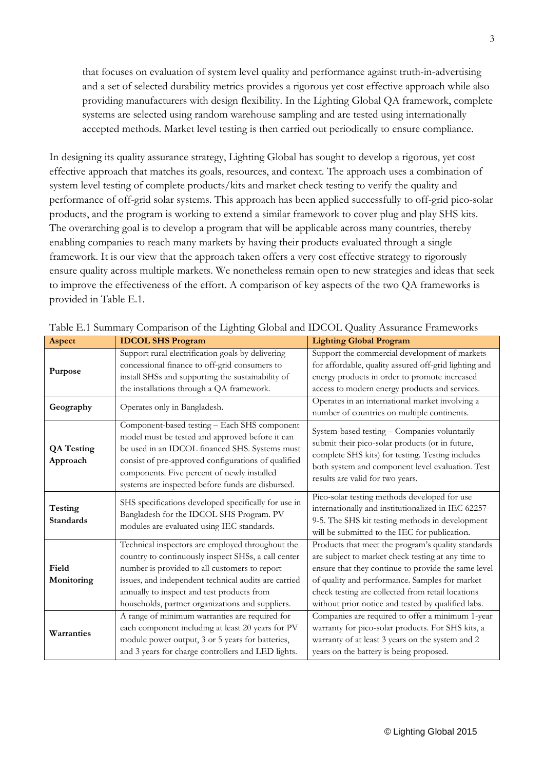that focuses on evaluation of system level quality and performance against truth-in-advertising and a set of selected durability metrics provides a rigorous yet cost effective approach while also providing manufacturers with design flexibility. In the Lighting Global QA framework, complete systems are selected using random warehouse sampling and are tested using internationally accepted methods. Market level testing is then carried out periodically to ensure compliance.

In designing its quality assurance strategy, Lighting Global has sought to develop a rigorous, yet cost effective approach that matches its goals, resources, and context. The approach uses a combination of system level testing of complete products/kits and market check testing to verify the quality and performance of off-grid solar systems. This approach has been applied successfully to off-grid pico-solar products, and the program is working to extend a similar framework to cover plug and play SHS kits. The overarching goal is to develop a program that will be applicable across many countries, thereby enabling companies to reach many markets by having their products evaluated through a single framework. It is our view that the approach taken offers a very cost effective strategy to rigorously ensure quality across multiple markets. We nonetheless remain open to new strategies and ideas that seek to improve the effectiveness of the effort. A comparison of key aspects of the two QA frameworks is provided in Table E.1.

Table E.1 Summary Comparison of the Lighting Global and IDCOL Quality Assurance Frameworks

| Aspect | IDCOL SHS Program | Lighting Global Program |
|---|---|---|
| **Purpose** | Support rural electrification goals by delivering concessional finance to off-grid consumers to install SHSs and supporting the sustainability of the installations through a QA framework. | Support the commercial development of markets for affordable, quality assured off-grid lighting and energy products in order to promote increased access to modern energy products and services. |
| **Geography** | Operates only in Bangladesh. | Operates in an international market involving a number of countries on multiple continents. |
| **QA Testing Approach** | Component-based testing – Each SHS component model must be tested and approved before it can be used in an IDCOL financed SHS. Systems must consist of pre-approved configurations of qualified components. Five percent of newly installed systems are inspected before funds are disbursed. | System-based testing – Companies voluntarily submit their pico-solar products (or in future, complete SHS kits) for testing. Testing includes both system and component level evaluation. Test results are valid for two years. |
| **Testing Standards** | SHS specifications developed specifically for use in Bangladesh for the IDCOL SHS Program. PV modules are evaluated using IEC standards. | Pico-solar testing methods developed for use internationally and institutionalized in IEC 62257-9-5. The SHS kit testing methods in development will be submitted to the IEC for publication. |
| **Field Monitoring** | Technical inspectors are employed throughout the country to continuously inspect SHSs, a call center number is provided to all customers to report issues, and independent technical audits are carried annually to inspect and test products from households, partner organizations and suppliers. | Products that meet the program's quality standards are subject to market check testing at any time to ensure that they continue to provide the same level of quality and performance. Samples for market check testing are collected from retail locations without prior notice and tested by qualified labs. |
| **Warranties** | A range of minimum warranties are required for each component including at least 20 years for PV module power output, 3 or 5 years for batteries, and 3 years for charge controllers and LED lights. | Companies are required to offer a minimum 1-year warranty for pico-solar products. For SHS kits, a warranty of at least 3 years on the system and 2 years on the battery is being proposed. |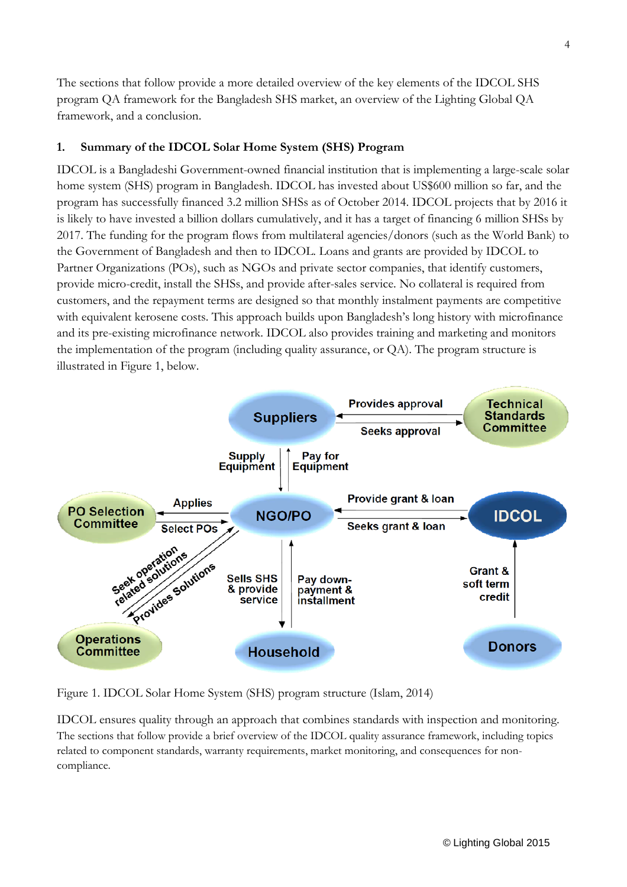The sections that follow provide a more detailed overview of the key elements of the IDCOL SHS program QA framework for the Bangladesh SHS market, an overview of the Lighting Global QA framework, and a conclusion.

## 1. Summary of the IDCOL Solar Home System (SHS) Program

IDCOL is a Bangladeshi Government-owned financial institution that is implementing a large-scale solar home system (SHS) program in Bangladesh. IDCOL has invested about US$600 million so far, and the program has successfully financed 3.2 million SHSs as of October 2014. IDCOL projects that by 2016 it is likely to have invested a billion dollars cumulatively, and it has a target of financing 6 million SHSs by 2017. The funding for the program flows from multilateral agencies/donors (such as the World Bank) to the Government of Bangladesh and then to IDCOL. Loans and grants are provided by IDCOL to Partner Organizations (POs), such as NGOs and private sector companies, that identify customers, provide micro-credit, install the SHSs, and provide after-sales service. No collateral is required from customers, and the repayment terms are designed so that monthly instalment payments are competitive with equivalent kerosene costs. This approach builds upon Bangladesh's long history with microfinance and its pre-existing microfinance network. IDCOL also provides training and marketing and monitors the implementation of the program (including quality assurance, or QA). The program structure is illustrated in Figure 1, below.

Figure 1. IDCOL Solar Home System (SHS) program structure (Islam, 2014)

IDCOL ensures quality through an approach that combines standards with inspection and monitoring. The sections that follow provide a brief overview of the IDCOL quality assurance framework, including topics related to component standards, warranty requirements, market monitoring, and consequences for non-compliance.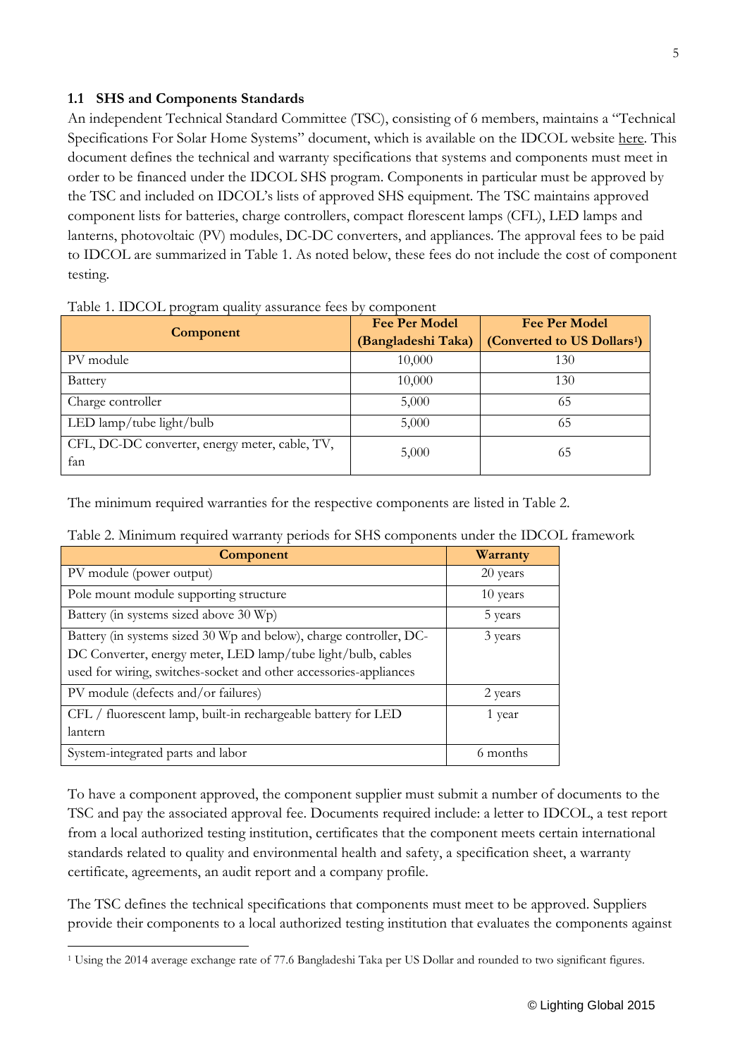### 1.1 SHS and Components Standards

An independent Technical Standard Committee (TSC), consisting of 6 members, maintains a "Technical Specifications For Solar Home Systems" document, which is available on the IDCOL website here. This document defines the technical and warranty specifications that systems and components must meet in order to be financed under the IDCOL SHS program. Components in particular must be approved by the TSC and included on IDCOL's lists of approved SHS equipment. The TSC maintains approved component lists for batteries, charge controllers, compact florescent lamps (CFL), LED lamps and lanterns, photovoltaic (PV) modules, DC-DC converters, and appliances. The approval fees to be paid to IDCOL are summarized in Table 1. As noted below, these fees do not include the cost of component testing.

Table 1. IDCOL program quality assurance fees by component

| Component | Fee Per Model (Bangladeshi Taka) | Fee Per Model (Converted to US Dollars[1]) |
|---|---|---|
| PV module | 10,000 | 130 |
| Battery | 10,000 | 130 |
| Charge controller | 5,000 | 65 |
| LED lamp/tube light/bulb | 5,000 | 65 |
| CFL, DC-DC converter, energy meter, cable, TV, fan | 5,000 | 65 |

The minimum required warranties for the respective components are listed in Table 2.

Table 2. Minimum required warranty periods for SHS components under the IDCOL framework

| Component | Warranty |
|---|---|
| PV module (power output) | 20 years |
| Pole mount module supporting structure | 10 years |
| Battery (in systems sized above 30 Wp) | 5 years |
| Battery (in systems sized 30 Wp and below), charge controller, DC-DC Converter, energy meter, LED lamp/tube light/bulb, cables used for wiring, switches-socket and other accessories-appliances | 3 years |
| PV module (defects and/or failures) | 2 years |
| CFL / fluorescent lamp, built-in rechargeable battery for LED lantern | 1 year |
| System-integrated parts and labor | 6 months |

To have a component approved, the component supplier must submit a number of documents to the TSC and pay the associated approval fee. Documents required include: a letter to IDCOL, a test report from a local authorized testing institution, certificates that the component meets certain international standards related to quality and environmental health and safety, a specification sheet, a warranty certificate, agreements, an audit report and a company profile.

The TSC defines the technical specifications that components must meet to be approved. Suppliers provide their components to a local authorized testing institution that evaluates the components against

[1] Using the 2014 average exchange rate of 77.6 Bangladeshi Taka per US Dollar and rounded to two significant figures.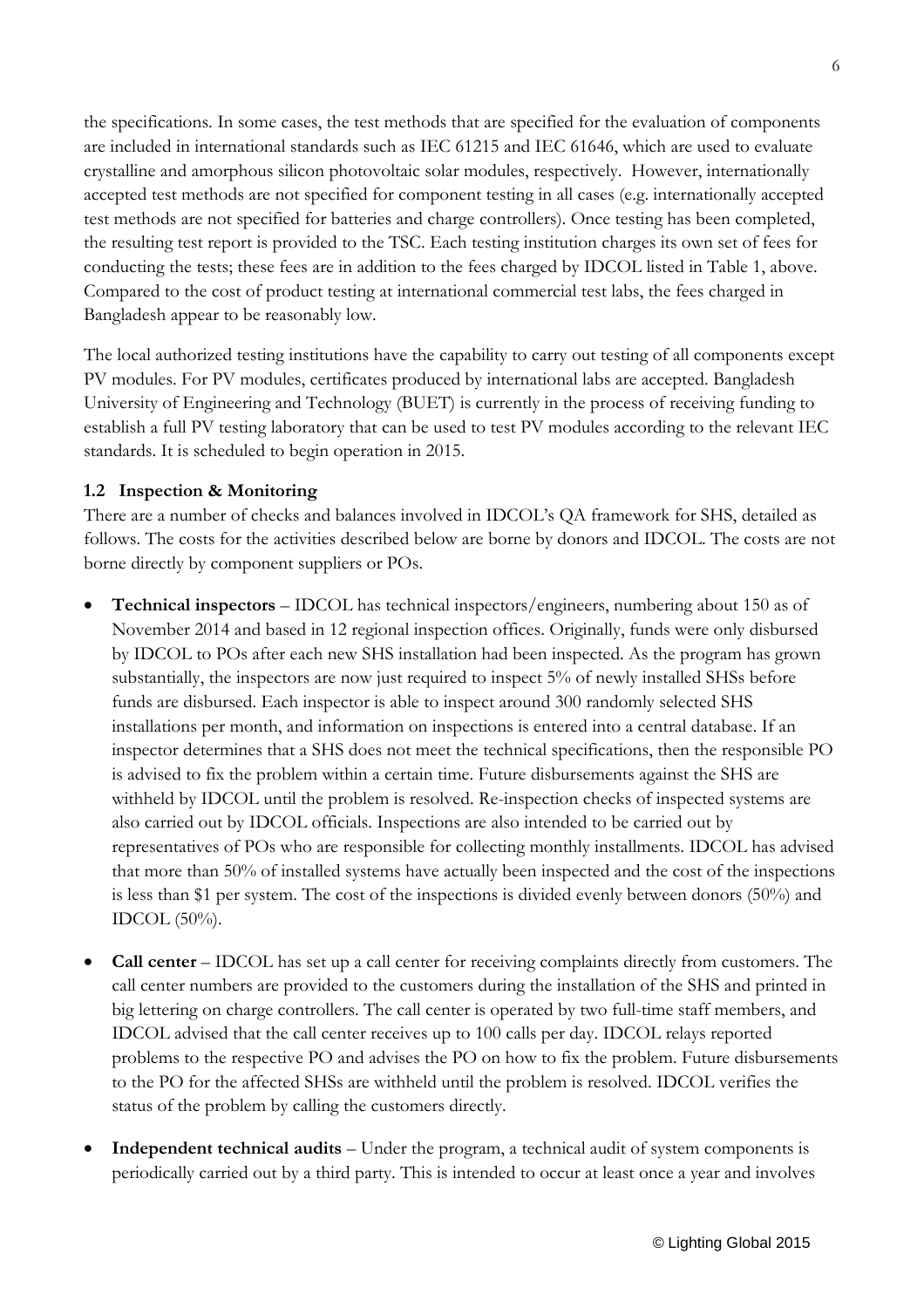the specifications. In some cases, the test methods that are specified for the evaluation of components are included in international standards such as IEC 61215 and IEC 61646, which are used to evaluate crystalline and amorphous silicon photovoltaic solar modules, respectively. However, internationally accepted test methods are not specified for component testing in all cases (e.g. internationally accepted test methods are not specified for batteries and charge controllers). Once testing has been completed, the resulting test report is provided to the TSC. Each testing institution charges its own set of fees for conducting the tests; these fees are in addition to the fees charged by IDCOL listed in Table 1, above. Compared to the cost of product testing at international commercial test labs, the fees charged in Bangladesh appear to be reasonably low.

The local authorized testing institutions have the capability to carry out testing of all components except PV modules. For PV modules, certificates produced by international labs are accepted. Bangladesh University of Engineering and Technology (BUET) is currently in the process of receiving funding to establish a full PV testing laboratory that can be used to test PV modules according to the relevant IEC standards. It is scheduled to begin operation in 2015.

### 1.2 Inspection & Monitoring

There are a number of checks and balances involved in IDCOL's QA framework for SHS, detailed as follows. The costs for the activities described below are borne by donors and IDCOL. The costs are not borne directly by component suppliers or POs.

- **Technical inspectors** – IDCOL has technical inspectors/engineers, numbering about 150 as of November 2014 and based in 12 regional inspection offices. Originally, funds were only disbursed by IDCOL to POs after each new SHS installation had been inspected. As the program has grown substantially, the inspectors are now just required to inspect 5% of newly installed SHSs before funds are disbursed. Each inspector is able to inspect around 300 randomly selected SHS installations per month, and information on inspections is entered into a central database. If an inspector determines that a SHS does not meet the technical specifications, then the responsible PO is advised to fix the problem within a certain time. Future disbursements against the SHS are withheld by IDCOL until the problem is resolved. Re-inspection checks of inspected systems are also carried out by IDCOL officials. Inspections are also intended to be carried out by representatives of POs who are responsible for collecting monthly installments. IDCOL has advised that more than 50% of installed systems have actually been inspected and the cost of the inspections is less than $1 per system. The cost of the inspections is divided evenly between donors (50%) and IDCOL (50%).

- **Call center** – IDCOL has set up a call center for receiving complaints directly from customers. The call center numbers are provided to the customers during the installation of the SHS and printed in big lettering on charge controllers. The call center is operated by two full-time staff members, and IDCOL advised that the call center receives up to 100 calls per day. IDCOL relays reported problems to the respective PO and advises the PO on how to fix the problem. Future disbursements to the PO for the affected SHSs are withheld until the problem is resolved. IDCOL verifies the status of the problem by calling the customers directly.

- **Independent technical audits** – Under the program, a technical audit of system components is periodically carried out by a third party. This is intended to occur at least once a year and involves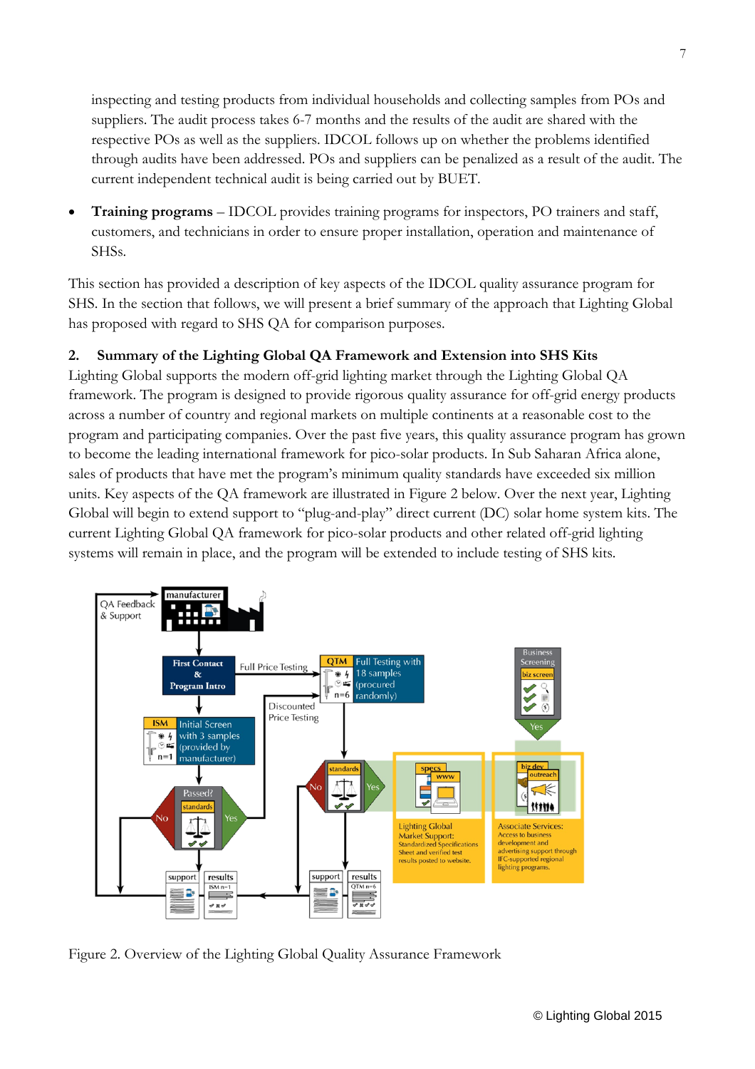inspecting and testing products from individual households and collecting samples from POs and suppliers. The audit process takes 6-7 months and the results of the audit are shared with the respective POs as well as the suppliers. IDCOL follows up on whether the problems identified through audits have been addressed. POs and suppliers can be penalized as a result of the audit. The current independent technical audit is being carried out by BUET.

- **Training programs** – IDCOL provides training programs for inspectors, PO trainers and staff, customers, and technicians in order to ensure proper installation, operation and maintenance of SHSs.

This section has provided a description of key aspects of the IDCOL quality assurance program for SHS. In the section that follows, we will present a brief summary of the approach that Lighting Global has proposed with regard to SHS QA for comparison purposes.

## 2. Summary of the Lighting Global QA Framework and Extension into SHS Kits

Lighting Global supports the modern off-grid lighting market through the Lighting Global QA framework. The program is designed to provide rigorous quality assurance for off-grid energy products across a number of country and regional markets on multiple continents at a reasonable cost to the program and participating companies. Over the past five years, this quality assurance program has grown to become the leading international framework for pico-solar products. In Sub Saharan Africa alone, sales of products that have met the program's minimum quality standards have exceeded six million units. Key aspects of the QA framework are illustrated in Figure 2 below. Over the next year, Lighting Global will begin to extend support to "plug-and-play" direct current (DC) solar home system kits. The current Lighting Global QA framework for pico-solar products and other related off-grid lighting systems will remain in place, and the program will be extended to include testing of SHS kits.

Figure 2. Overview of the Lighting Global Quality Assurance Framework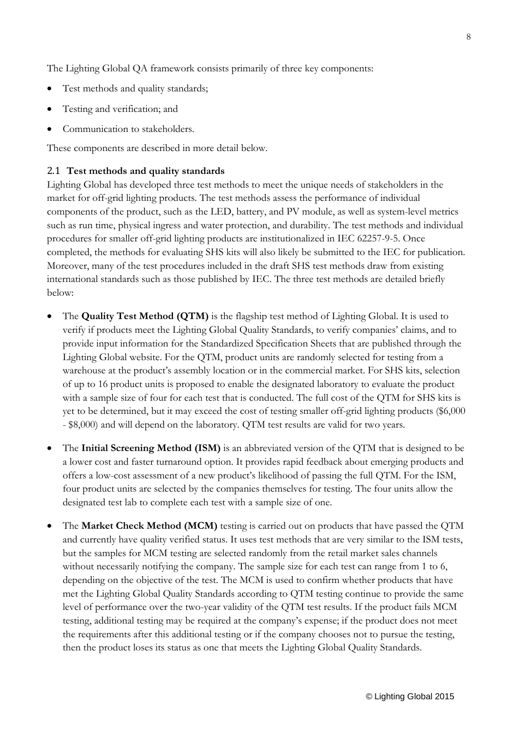The Lighting Global QA framework consists primarily of three key components:

- Test methods and quality standards;
- Testing and verification; and
- Communication to stakeholders.

These components are described in more detail below.

## 2.1 Test methods and quality standards

Lighting Global has developed three test methods to meet the unique needs of stakeholders in the market for off-grid lighting products. The test methods assess the performance of individual components of the product, such as the LED, battery, and PV module, as well as system-level metrics such as run time, physical ingress and water protection, and durability. The test methods and individual procedures for smaller off-grid lighting products are institutionalized in IEC 62257-9-5. Once completed, the methods for evaluating SHS kits will also likely be submitted to the IEC for publication. Moreover, many of the test procedures included in the draft SHS test methods draw from existing international standards such as those published by IEC. The three test methods are detailed briefly below:

- The **Quality Test Method (QTM)** is the flagship test method of Lighting Global. It is used to verify if products meet the Lighting Global Quality Standards, to verify companies' claims, and to provide input information for the Standardized Specification Sheets that are published through the Lighting Global website. For the QTM, product units are randomly selected for testing from a warehouse at the product's assembly location or in the commercial market. For SHS kits, selection of up to 16 product units is proposed to enable the designated laboratory to evaluate the product with a sample size of four for each test that is conducted. The full cost of the QTM for SHS kits is yet to be determined, but it may exceed the cost of testing smaller off-grid lighting products ($6,000 - $8,000) and will depend on the laboratory. QTM test results are valid for two years.
- The **Initial Screening Method (ISM)** is an abbreviated version of the QTM that is designed to be a lower cost and faster turnaround option. It provides rapid feedback about emerging products and offers a low-cost assessment of a new product's likelihood of passing the full QTM. For the ISM, four product units are selected by the companies themselves for testing. The four units allow the designated test lab to complete each test with a sample size of one.
- The **Market Check Method (MCM)** testing is carried out on products that have passed the QTM and currently have quality verified status. It uses test methods that are very similar to the ISM tests, but the samples for MCM testing are selected randomly from the retail market sales channels without necessarily notifying the company. The sample size for each test can range from 1 to 6, depending on the objective of the test. The MCM is used to confirm whether products that have met the Lighting Global Quality Standards according to QTM testing continue to provide the same level of performance over the two-year validity of the QTM test results. If the product fails MCM testing, additional testing may be required at the company's expense; if the product does not meet the requirements after this additional testing or if the company chooses not to pursue the testing, then the product loses its status as one that meets the Lighting Global Quality Standards.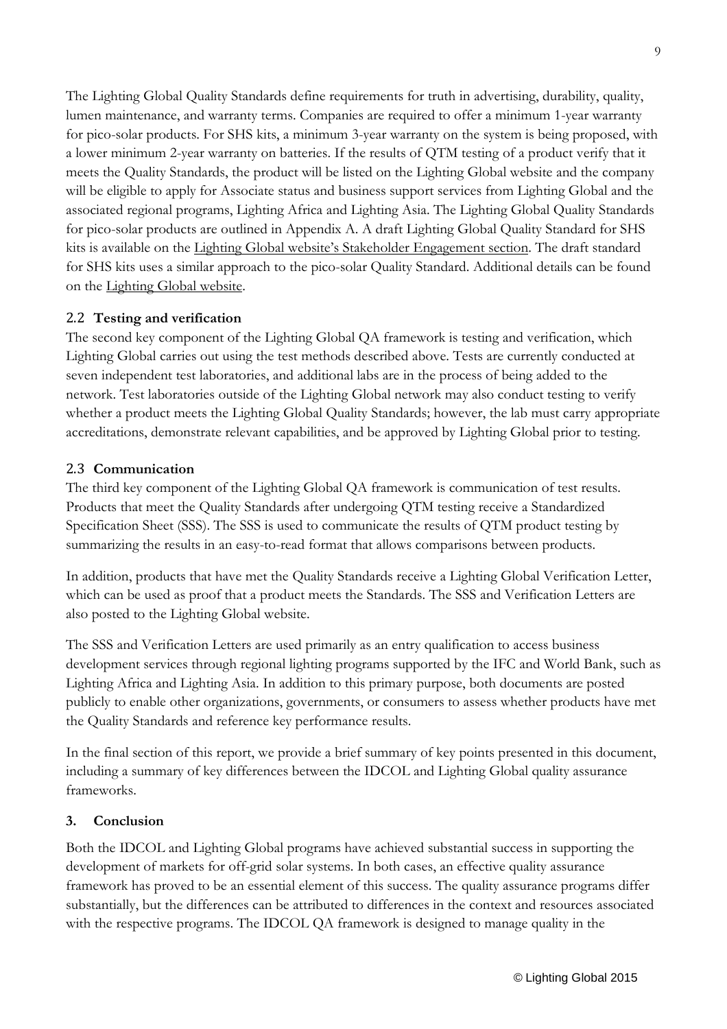The Lighting Global Quality Standards define requirements for truth in advertising, durability, quality, lumen maintenance, and warranty terms. Companies are required to offer a minimum 1-year warranty for pico-solar products. For SHS kits, a minimum 3-year warranty on the system is being proposed, with a lower minimum 2-year warranty on batteries. If the results of QTM testing of a product verify that it meets the Quality Standards, the product will be listed on the Lighting Global website and the company will be eligible to apply for Associate status and business support services from Lighting Global and the associated regional programs, Lighting Africa and Lighting Asia. The Lighting Global Quality Standards for pico-solar products are outlined in Appendix A. A draft Lighting Global Quality Standard for SHS kits is available on the Lighting Global website's Stakeholder Engagement section. The draft standard for SHS kits uses a similar approach to the pico-solar Quality Standard. Additional details can be found on the Lighting Global website.

### 2.2 Testing and verification

The second key component of the Lighting Global QA framework is testing and verification, which Lighting Global carries out using the test methods described above. Tests are currently conducted at seven independent test laboratories, and additional labs are in the process of being added to the network. Test laboratories outside of the Lighting Global network may also conduct testing to verify whether a product meets the Lighting Global Quality Standards; however, the lab must carry appropriate accreditations, demonstrate relevant capabilities, and be approved by Lighting Global prior to testing.

### 2.3 Communication

The third key component of the Lighting Global QA framework is communication of test results. Products that meet the Quality Standards after undergoing QTM testing receive a Standardized Specification Sheet (SSS). The SSS is used to communicate the results of QTM product testing by summarizing the results in an easy-to-read format that allows comparisons between products.

In addition, products that have met the Quality Standards receive a Lighting Global Verification Letter, which can be used as proof that a product meets the Standards. The SSS and Verification Letters are also posted to the Lighting Global website.

The SSS and Verification Letters are used primarily as an entry qualification to access business development services through regional lighting programs supported by the IFC and World Bank, such as Lighting Africa and Lighting Asia. In addition to this primary purpose, both documents are posted publicly to enable other organizations, governments, or consumers to assess whether products have met the Quality Standards and reference key performance results.

In the final section of this report, we provide a brief summary of key points presented in this document, including a summary of key differences between the IDCOL and Lighting Global quality assurance frameworks.

## 3. Conclusion

Both the IDCOL and Lighting Global programs have achieved substantial success in supporting the development of markets for off-grid solar systems. In both cases, an effective quality assurance framework has proved to be an essential element of this success. The quality assurance programs differ substantially, but the differences can be attributed to differences in the context and resources associated with the respective programs. The IDCOL QA framework is designed to manage quality in the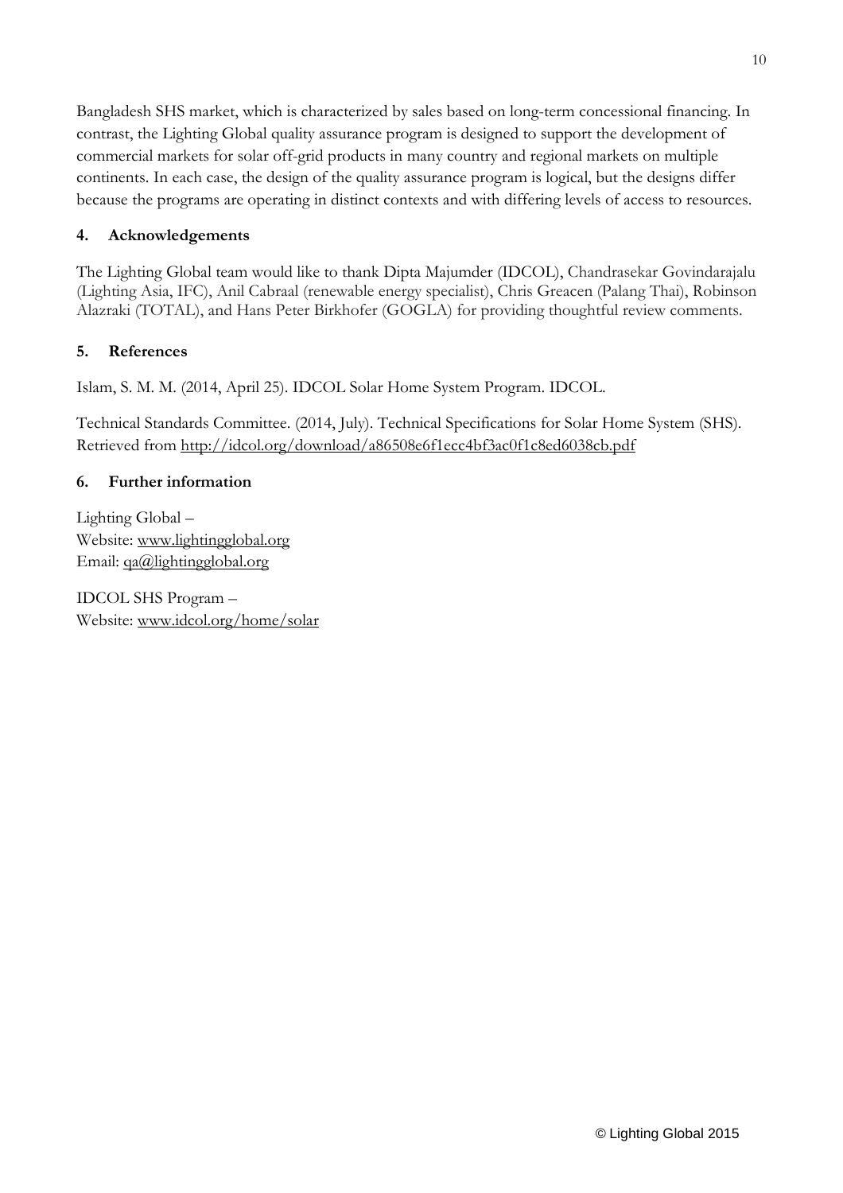Bangladesh SHS market, which is characterized by sales based on long-term concessional financing. In contrast, the Lighting Global quality assurance program is designed to support the development of commercial markets for solar off-grid products in many country and regional markets on multiple continents. In each case, the design of the quality assurance program is logical, but the designs differ because the programs are operating in distinct contexts and with differing levels of access to resources.

## 4. Acknowledgements

The Lighting Global team would like to thank Dipta Majumder (IDCOL), Chandrasekar Govindarajalu (Lighting Asia, IFC), Anil Cabraal (renewable energy specialist), Chris Greacen (Palang Thai), Robinson Alazraki (TOTAL), and Hans Peter Birkhofer (GOGLA) for providing thoughtful review comments.

## 5. References

Islam, S. M. M. (2014, April 25). IDCOL Solar Home System Program. IDCOL.

Technical Standards Committee. (2014, July). Technical Specifications for Solar Home System (SHS). Retrieved from http://idcol.org/download/a86508e6f1ecc4bf3ac0f1c8ed6038cb.pdf

## 6. Further information

Lighting Global –
Website: www.lightingglobal.org
Email: qa@lightingglobal.org

IDCOL SHS Program –
Website: www.idcol.org/home/solar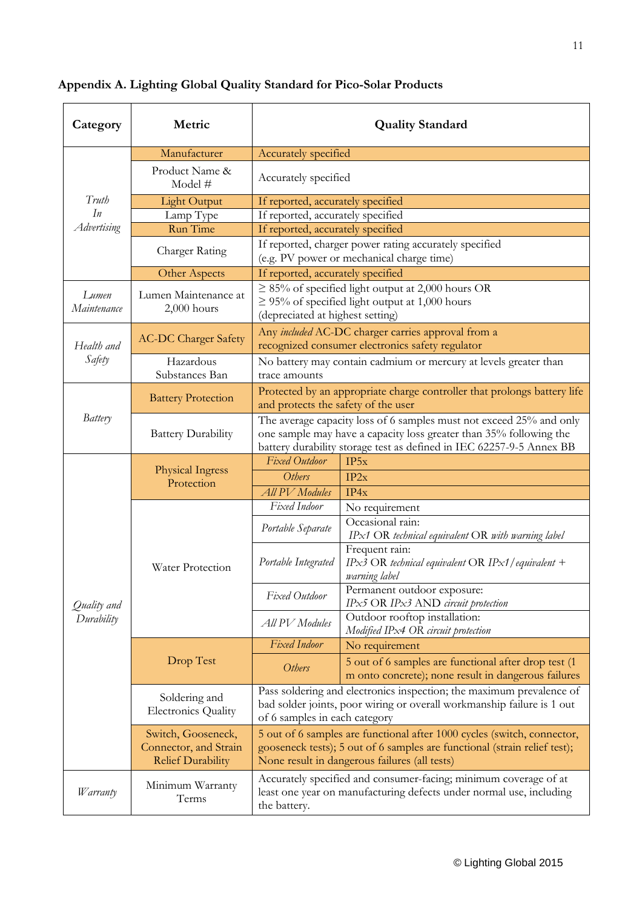**Appendix A. Lighting Global Quality Standard for Pico-Solar Products**

| Category | Metric | Quality Standard | |
|---|---|---|---|
| *Truth In Advertising* | Manufacturer | Accurately specified | |
| | Product Name & Model # | Accurately specified | |
| | Light Output | If reported, accurately specified | |
| | Lamp Type | If reported, accurately specified | |
| | Run Time | If reported, accurately specified | |
| | Charger Rating | If reported, charger power rating accurately specified (e.g. PV power or mechanical charge time) | |
| | Other Aspects | If reported, accurately specified | |
| *Lumen Maintenance* | Lumen Maintenance at 2,000 hours | ≥ 85% of specified light output at 2,000 hours OR ≥ 95% of specified light output at 1,000 hours (depreciated at highest setting) | |
| *Health and Safety* | AC-DC Charger Safety | Any *included* AC-DC charger carries approval from a recognized consumer electronics safety regulator | |
| | Hazardous Substances Ban | No battery may contain cadmium or mercury at levels greater than trace amounts | |
| *Battery* | Battery Protection | Protected by an appropriate charge controller that prolongs battery life and protects the safety of the user | |
| | Battery Durability | The average capacity loss of 6 samples must not exceed 25% and only one sample may have a capacity loss greater than 35% following the battery durability storage test as defined in IEC 62257-9-5 Annex BB | |
| *Quality and Durability* | Physical Ingress Protection | *Fixed Outdoor* | IP5x |
| | | *Others* | IP2x |
| | | *All PV Modules* | IP4x |
| | Water Protection | *Fixed Indoor* | No requirement |
| | | *Portable Separate* | Occasional rain: *IPx1* OR *technical equivalent* OR *with warning label* |
| | | *Portable Integrated* | Frequent rain: *IPx3* OR *technical equivalent* OR *IPx1/equivalent + warning label* |
| | | *Fixed Outdoor* | Permanent outdoor exposure: *IPx5* OR *IPx3* AND *circuit protection* |
| | | *All PV Modules* | Outdoor rooftop installation: *Modified IPx4* OR *circuit protection* |
| | Drop Test | *Fixed Indoor* | No requirement |
| | | *Others* | 5 out of 6 samples are functional after drop test (1 m onto concrete); none result in dangerous failures |
| | Soldering and Electronics Quality | Pass soldering and electronics inspection; the maximum prevalence of bad solder joints, poor wiring or overall workmanship failure is 1 out of 6 samples in each category | |
| | Switch, Gooseneck, Connector, and Strain Relief Durability | 5 out of 6 samples are functional after 1000 cycles (switch, connector, gooseneck tests); 5 out of 6 samples are functional (strain relief test); None result in dangerous failures (all tests) | |
| *Warranty* | Minimum Warranty Terms | Accurately specified and consumer-facing; minimum coverage of at least one year on manufacturing defects under normal use, including the battery. | |

© Lighting Global 2015